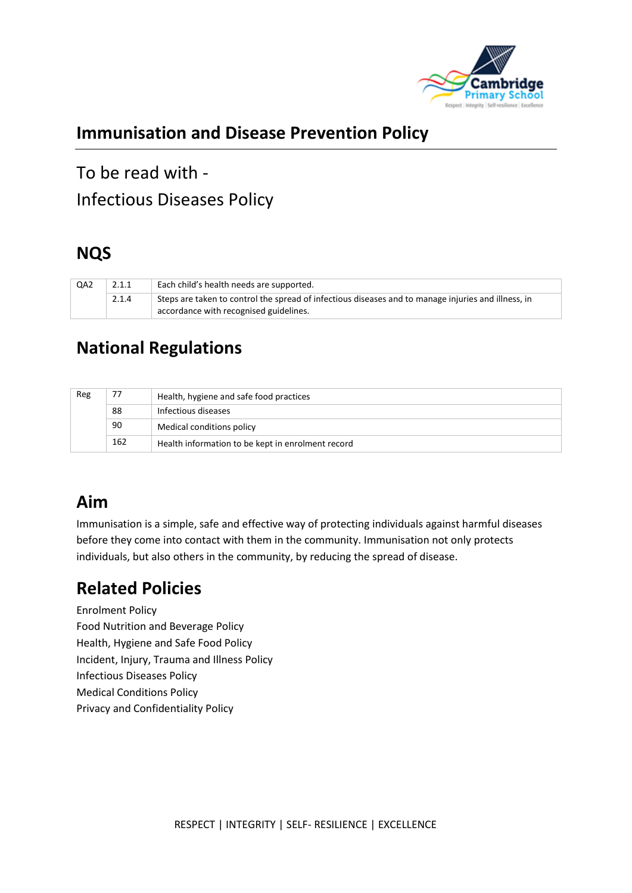# Immunisation and Disease Prevention Policy

To be read with -

Infectious Diseases Policy

## NQS

| QA2 | 2.1.1 | Each child's health needs are supported. |
|---|---|---|
| | 2.1.4 | Steps are taken to control the spread of infectious diseases and to manage injuries and illness, in accordance with recognised guidelines. |

## National Regulations

| Reg | 77 | Health, hygiene and safe food practices |
|---|---|---|
| | 88 | Infectious diseases |
| | 90 | Medical conditions policy |
| | 162 | Health information to be kept in enrolment record |

## Aim

Immunisation is a simple, safe and effective way of protecting individuals against harmful diseases before they come into contact with them in the community. Immunisation not only protects individuals, but also others in the community, by reducing the spread of disease.

## Related Policies

Enrolment Policy
Food Nutrition and Beverage Policy
Health, Hygiene and Safe Food Policy
Incident, Injury, Trauma and Illness Policy
Infectious Diseases Policy
Medical Conditions Policy
Privacy and Confidentiality Policy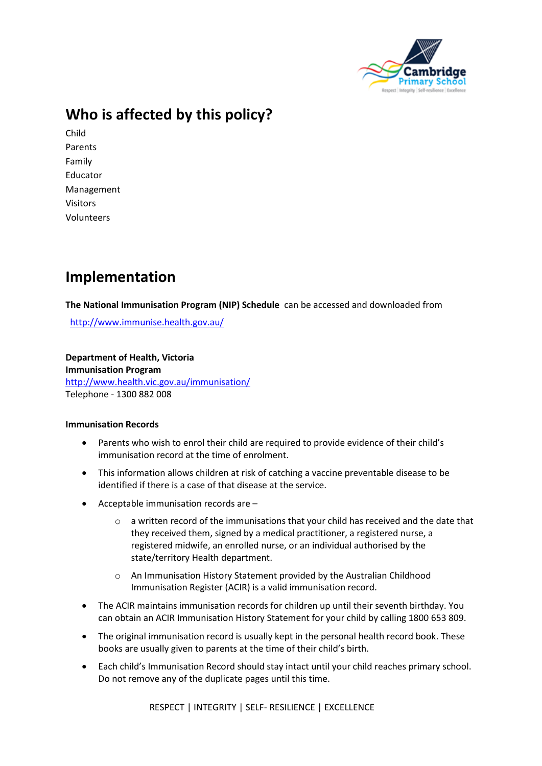## Who is affected by this policy?

Child
Parents
Family
Educator
Management
Visitors
Volunteers

## Implementation

**The National Immunisation Program (NIP) Schedule** can be accessed and downloaded from

http://www.immunise.health.gov.au/

**Department of Health, Victoria**
**Immunisation Program**
http://www.health.vic.gov.au/immunisation/
Telephone - 1300 882 008

**Immunisation Records**

- Parents who wish to enrol their child are required to provide evidence of their child's immunisation record at the time of enrolment.
- This information allows children at risk of catching a vaccine preventable disease to be identified if there is a case of that disease at the service.
- Acceptable immunisation records are –
  - a written record of the immunisations that your child has received and the date that they received them, signed by a medical practitioner, a registered nurse, a registered midwife, an enrolled nurse, or an individual authorised by the state/territory Health department.
  - An Immunisation History Statement provided by the Australian Childhood Immunisation Register (ACIR) is a valid immunisation record.
- The ACIR maintains immunisation records for children up until their seventh birthday. You can obtain an ACIR Immunisation History Statement for your child by calling 1800 653 809.
- The original immunisation record is usually kept in the personal health record book. These books are usually given to parents at the time of their child's birth.
- Each child's Immunisation Record should stay intact until your child reaches primary school. Do not remove any of the duplicate pages until this time.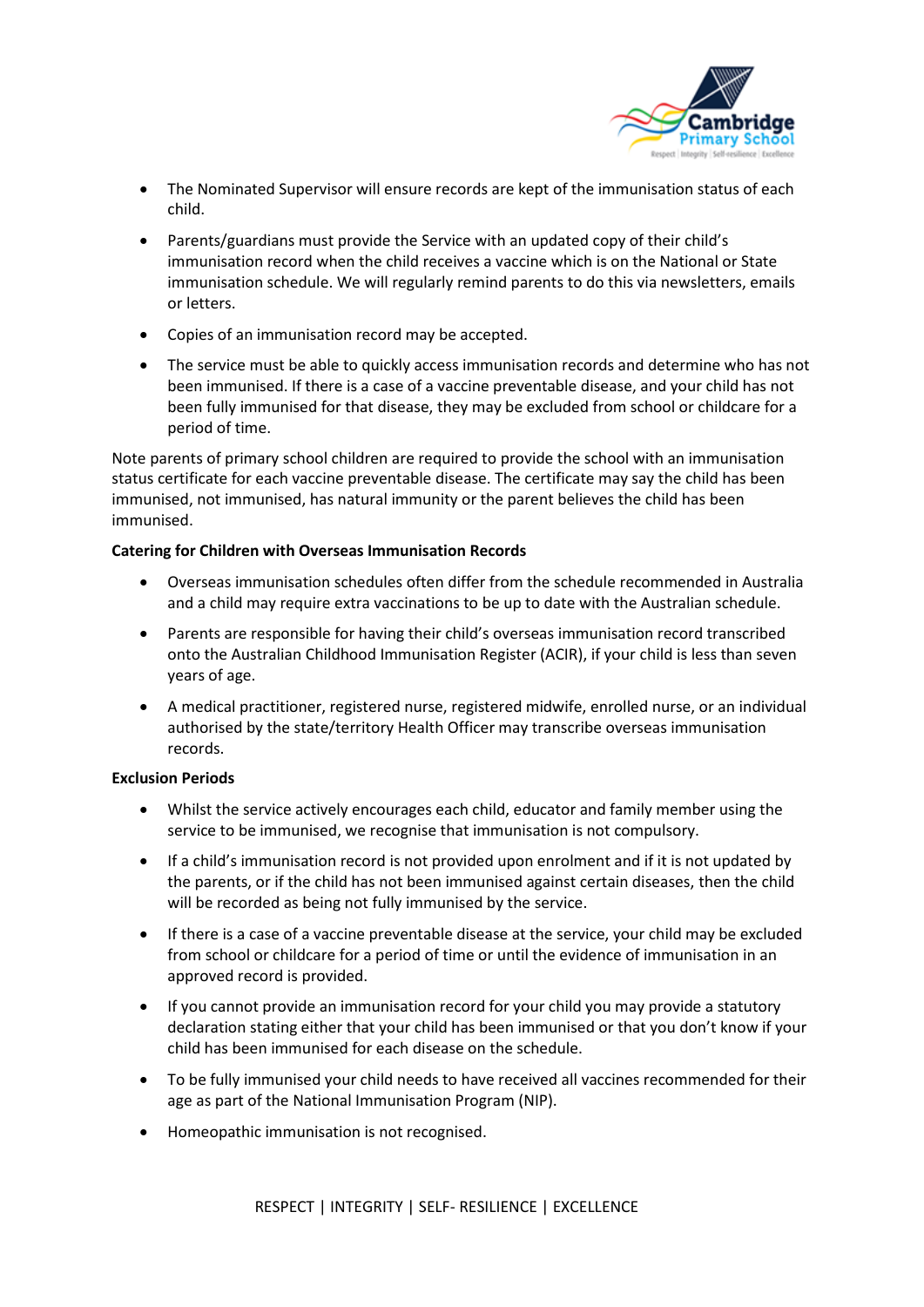- The Nominated Supervisor will ensure records are kept of the immunisation status of each child.
- Parents/guardians must provide the Service with an updated copy of their child's immunisation record when the child receives a vaccine which is on the National or State immunisation schedule. We will regularly remind parents to do this via newsletters, emails or letters.
- Copies of an immunisation record may be accepted.
- The service must be able to quickly access immunisation records and determine who has not been immunised. If there is a case of a vaccine preventable disease, and your child has not been fully immunised for that disease, they may be excluded from school or childcare for a period of time.

Note parents of primary school children are required to provide the school with an immunisation status certificate for each vaccine preventable disease. The certificate may say the child has been immunised, not immunised, has natural immunity or the parent believes the child has been immunised.

**Catering for Children with Overseas Immunisation Records**

- Overseas immunisation schedules often differ from the schedule recommended in Australia and a child may require extra vaccinations to be up to date with the Australian schedule.
- Parents are responsible for having their child's overseas immunisation record transcribed onto the Australian Childhood Immunisation Register (ACIR), if your child is less than seven years of age.
- A medical practitioner, registered nurse, registered midwife, enrolled nurse, or an individual authorised by the state/territory Health Officer may transcribe overseas immunisation records.

**Exclusion Periods**

- Whilst the service actively encourages each child, educator and family member using the service to be immunised, we recognise that immunisation is not compulsory.
- If a child's immunisation record is not provided upon enrolment and if it is not updated by the parents, or if the child has not been immunised against certain diseases, then the child will be recorded as being not fully immunised by the service.
- If there is a case of a vaccine preventable disease at the service, your child may be excluded from school or childcare for a period of time or until the evidence of immunisation in an approved record is provided.
- If you cannot provide an immunisation record for your child you may provide a statutory declaration stating either that your child has been immunised or that you don't know if your child has been immunised for each disease on the schedule.
- To be fully immunised your child needs to have received all vaccines recommended for their age as part of the National Immunisation Program (NIP).
- Homeopathic immunisation is not recognised.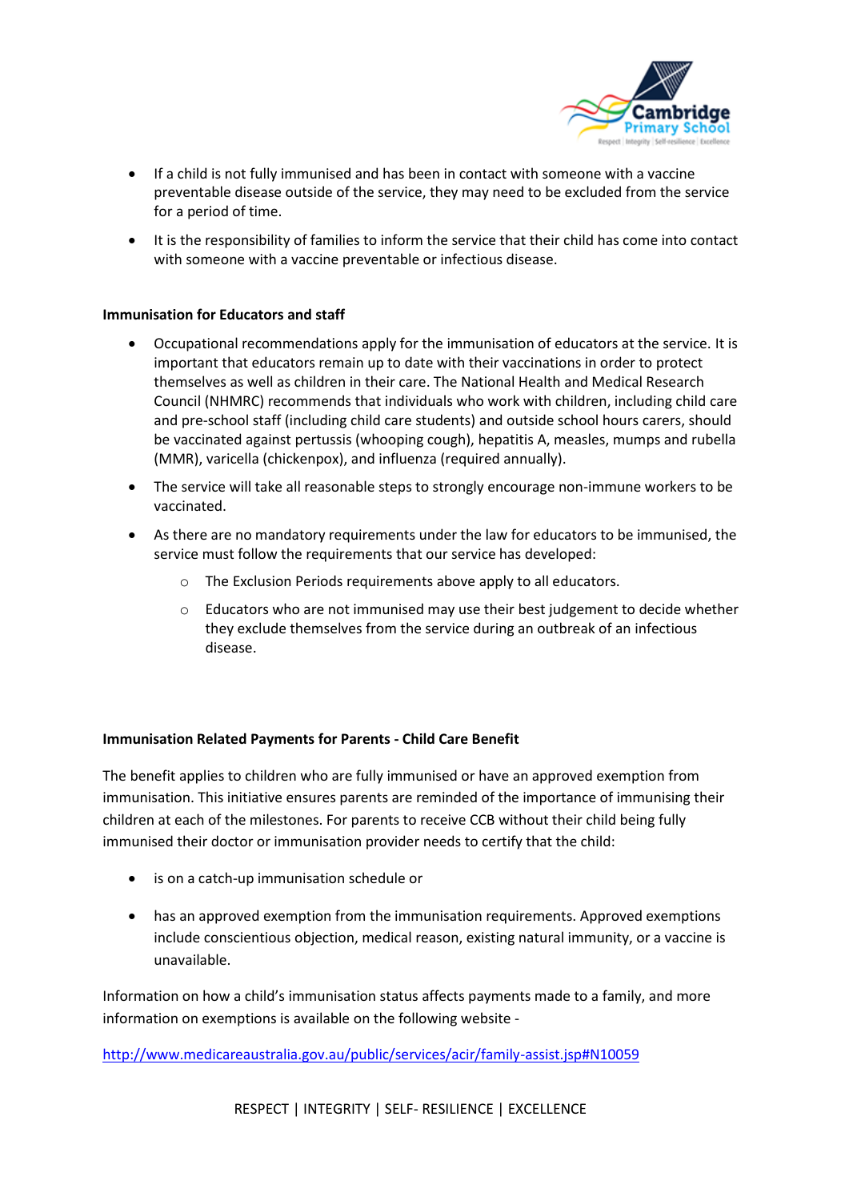- If a child is not fully immunised and has been in contact with someone with a vaccine preventable disease outside of the service, they may need to be excluded from the service for a period of time.
- It is the responsibility of families to inform the service that their child has come into contact with someone with a vaccine preventable or infectious disease.

**Immunisation for Educators and staff**

- Occupational recommendations apply for the immunisation of educators at the service. It is important that educators remain up to date with their vaccinations in order to protect themselves as well as children in their care. The National Health and Medical Research Council (NHMRC) recommends that individuals who work with children, including child care and pre-school staff (including child care students) and outside school hours carers, should be vaccinated against pertussis (whooping cough), hepatitis A, measles, mumps and rubella (MMR), varicella (chickenpox), and influenza (required annually).
- The service will take all reasonable steps to strongly encourage non-immune workers to be vaccinated.
- As there are no mandatory requirements under the law for educators to be immunised, the service must follow the requirements that our service has developed:
  - The Exclusion Periods requirements above apply to all educators.
  - Educators who are not immunised may use their best judgement to decide whether they exclude themselves from the service during an outbreak of an infectious disease.

**Immunisation Related Payments for Parents - Child Care Benefit**

The benefit applies to children who are fully immunised or have an approved exemption from immunisation. This initiative ensures parents are reminded of the importance of immunising their children at each of the milestones. For parents to receive CCB without their child being fully immunised their doctor or immunisation provider needs to certify that the child:

- is on a catch-up immunisation schedule or
- has an approved exemption from the immunisation requirements. Approved exemptions include conscientious objection, medical reason, existing natural immunity, or a vaccine is unavailable.

Information on how a child's immunisation status affects payments made to a family, and more information on exemptions is available on the following website -

http://www.medicareaustralia.gov.au/public/services/acir/family-assist.jsp#N10059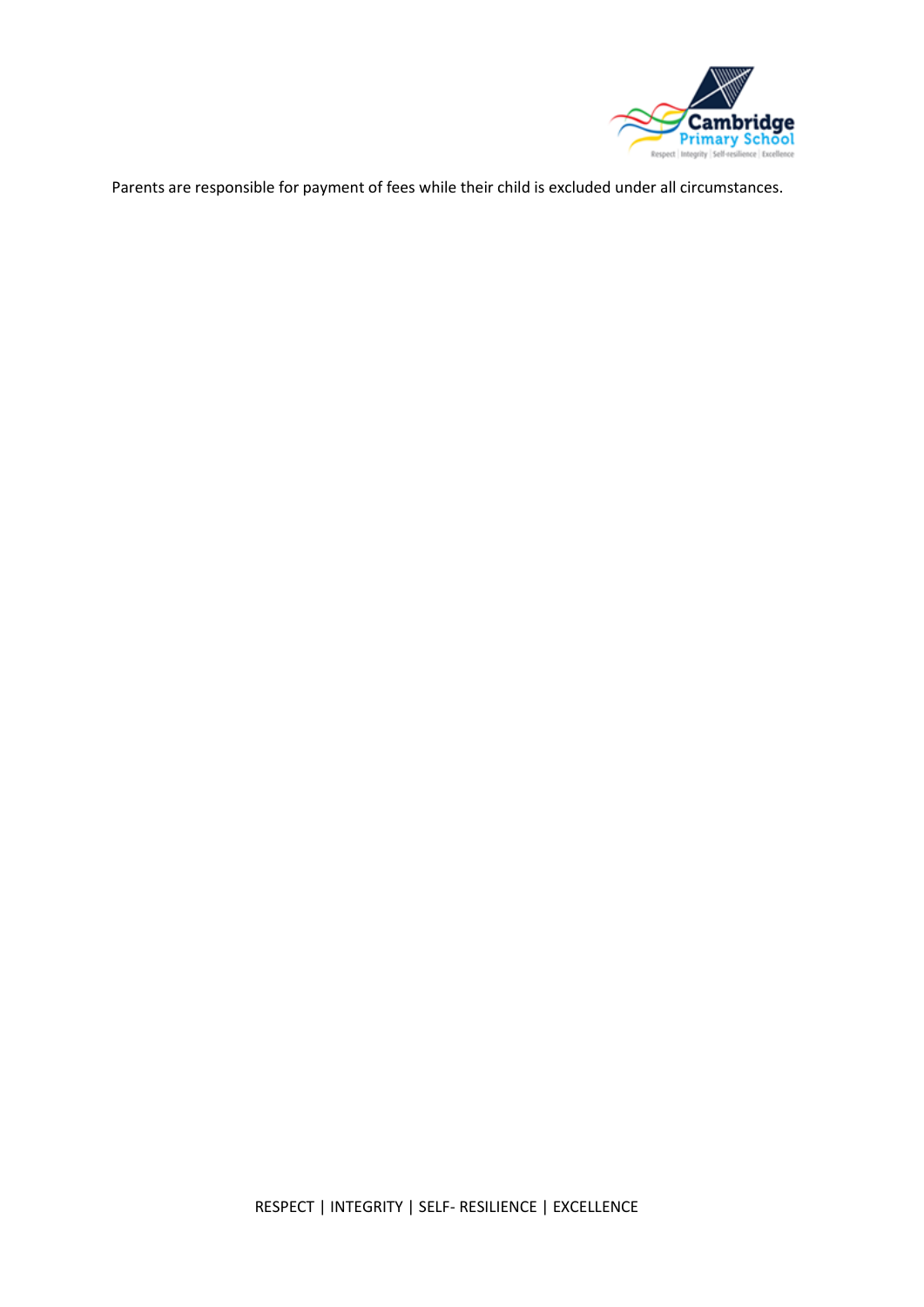Parents are responsible for payment of fees while their child is excluded under all circumstances.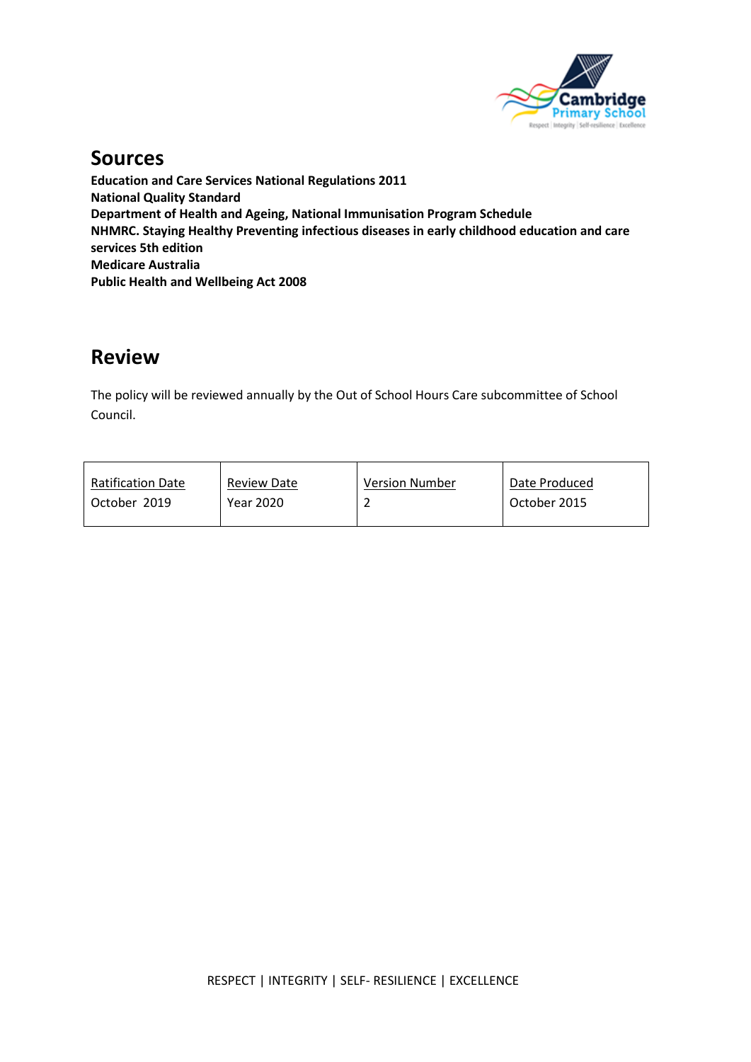## Sources

**Education and Care Services National Regulations 2011**
**National Quality Standard**
**Department of Health and Ageing, National Immunisation Program Schedule**
**NHMRC. Staying Healthy Preventing infectious diseases in early childhood education and care services 5th edition**
**Medicare Australia**
**Public Health and Wellbeing Act 2008**

## Review

The policy will be reviewed annually by the Out of School Hours Care subcommittee of School Council.

| Ratification Date | Review Date | Version Number | Date Produced |
|---|---|---|---|
| October 2019 | Year 2020 | 2 | October 2015 |

RESPECT | INTEGRITY | SELF- RESILIENCE | EXCELLENCE